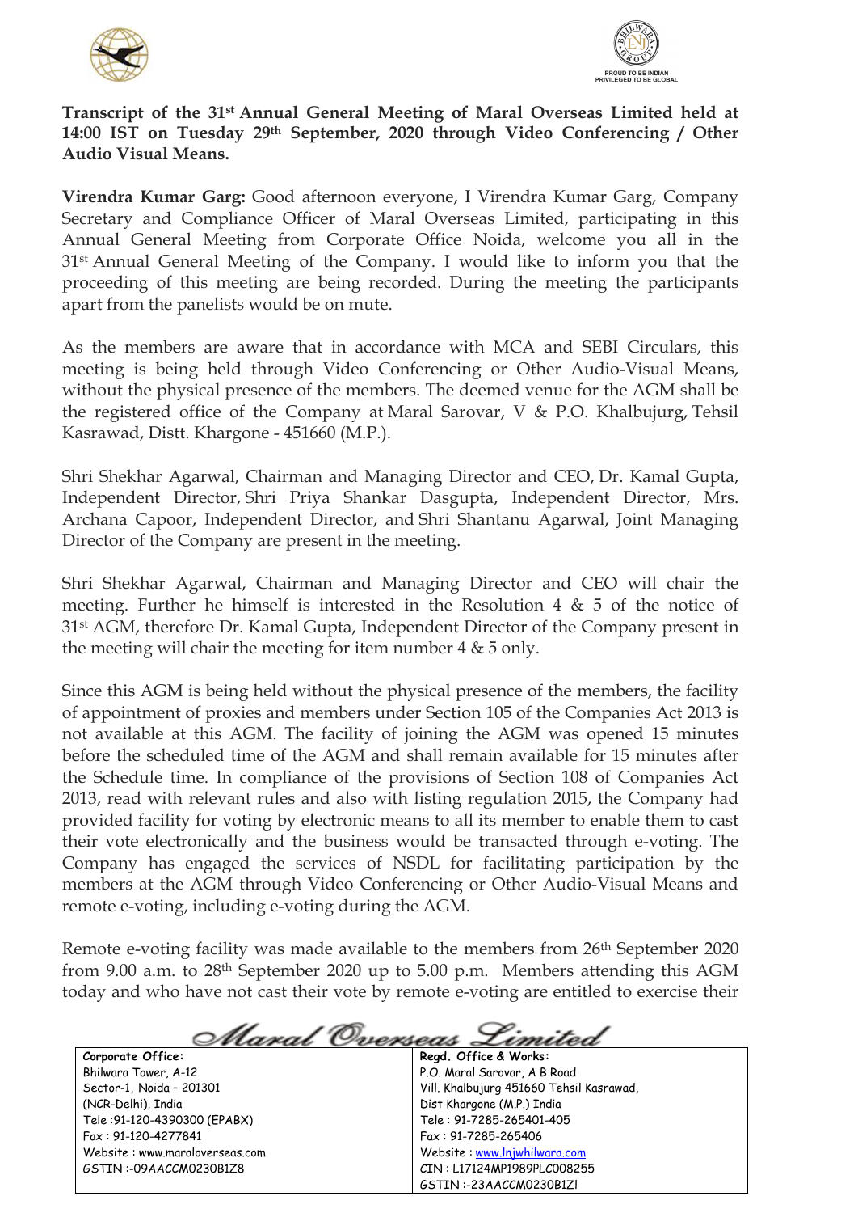**Transcript of the 31st Annual General Meeting of Maral Overseas Limited held at 14:00 IST on Tuesday 29th September, 2020 through Video Conferencing / Other Audio Visual Means.**

**Virendra Kumar Garg:** Good afternoon everyone, I Virendra Kumar Garg, Company Secretary and Compliance Officer of Maral Overseas Limited, participating in this Annual General Meeting from Corporate Office Noida, welcome you all in the 31st Annual General Meeting of the Company. I would like to inform you that the proceeding of this meeting are being recorded. During the meeting the participants apart from the panelists would be on mute.

As the members are aware that in accordance with MCA and SEBI Circulars, this meeting is being held through Video Conferencing or Other Audio-Visual Means, without the physical presence of the members. The deemed venue for the AGM shall be the registered office of the Company at Maral Sarovar, V & P.O. Khalbujurg, Tehsil Kasrawad, Distt. Khargone - 451660 (M.P.).

Shri Shekhar Agarwal, Chairman and Managing Director and CEO, Dr. Kamal Gupta, Independent Director, Shri Priya Shankar Dasgupta, Independent Director, Mrs. Archana Capoor, Independent Director, and Shri Shantanu Agarwal, Joint Managing Director of the Company are present in the meeting.

Shri Shekhar Agarwal, Chairman and Managing Director and CEO will chair the meeting. Further he himself is interested in the Resolution 4 & 5 of the notice of 31st AGM, therefore Dr. Kamal Gupta, Independent Director of the Company present in the meeting will chair the meeting for item number 4 & 5 only.

Since this AGM is being held without the physical presence of the members, the facility of appointment of proxies and members under Section 105 of the Companies Act 2013 is not available at this AGM. The facility of joining the AGM was opened 15 minutes before the scheduled time of the AGM and shall remain available for 15 minutes after the Schedule time. In compliance of the provisions of Section 108 of Companies Act 2013, read with relevant rules and also with listing regulation 2015, the Company had provided facility for voting by electronic means to all its member to enable them to cast their vote electronically and the business would be transacted through e-voting. The Company has engaged the services of NSDL for facilitating participation by the members at the AGM through Video Conferencing or Other Audio-Visual Means and remote e-voting, including e-voting during the AGM.

Remote e-voting facility was made available to the members from 26th September 2020 from 9.00 a.m. to 28th September 2020 up to 5.00 p.m. Members attending this AGM today and who have not cast their vote by remote e-voting are entitled to exercise their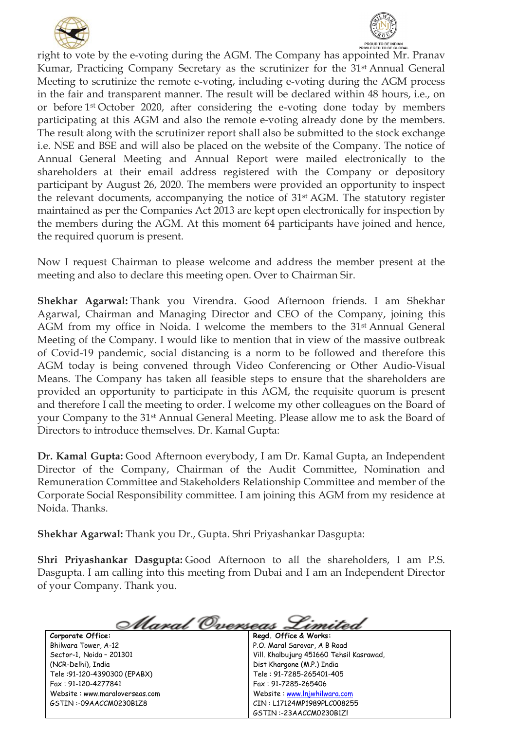right to vote by the e-voting during the AGM. The Company has appointed Mr. Pranav Kumar, Practicing Company Secretary as the scrutinizer for the 31st Annual General Meeting to scrutinize the remote e-voting, including e-voting during the AGM process in the fair and transparent manner. The result will be declared within 48 hours, i.e., on or before 1st October 2020, after considering the e-voting done today by members participating at this AGM and also the remote e-voting already done by the members. The result along with the scrutinizer report shall also be submitted to the stock exchange i.e. NSE and BSE and will also be placed on the website of the Company. The notice of Annual General Meeting and Annual Report were mailed electronically to the shareholders at their email address registered with the Company or depository participant by August 26, 2020. The members were provided an opportunity to inspect the relevant documents, accompanying the notice of 31st AGM. The statutory register maintained as per the Companies Act 2013 are kept open electronically for inspection by the members during the AGM. At this moment 64 participants have joined and hence, the required quorum is present.

Now I request Chairman to please welcome and address the member present at the meeting and also to declare this meeting open. Over to Chairman Sir.

**Shekhar Agarwal:** Thank you Virendra. Good Afternoon friends. I am Shekhar Agarwal, Chairman and Managing Director and CEO of the Company, joining this AGM from my office in Noida. I welcome the members to the 31st Annual General Meeting of the Company. I would like to mention that in view of the massive outbreak of Covid-19 pandemic, social distancing is a norm to be followed and therefore this AGM today is being convened through Video Conferencing or Other Audio-Visual Means. The Company has taken all feasible steps to ensure that the shareholders are provided an opportunity to participate in this AGM, the requisite quorum is present and therefore I call the meeting to order. I welcome my other colleagues on the Board of your Company to the 31st Annual General Meeting. Please allow me to ask the Board of Directors to introduce themselves. Dr. Kamal Gupta:

**Dr. Kamal Gupta:** Good Afternoon everybody, I am Dr. Kamal Gupta, an Independent Director of the Company, Chairman of the Audit Committee, Nomination and Remuneration Committee and Stakeholders Relationship Committee and member of the Corporate Social Responsibility committee. I am joining this AGM from my residence at Noida. Thanks.

**Shekhar Agarwal:** Thank you Dr., Gupta. Shri Priyashankar Dasgupta:

**Shri Priyashankar Dasgupta:** Good Afternoon to all the shareholders, I am P.S. Dasgupta. I am calling into this meeting from Dubai and I am an Independent Director of your Company. Thank you.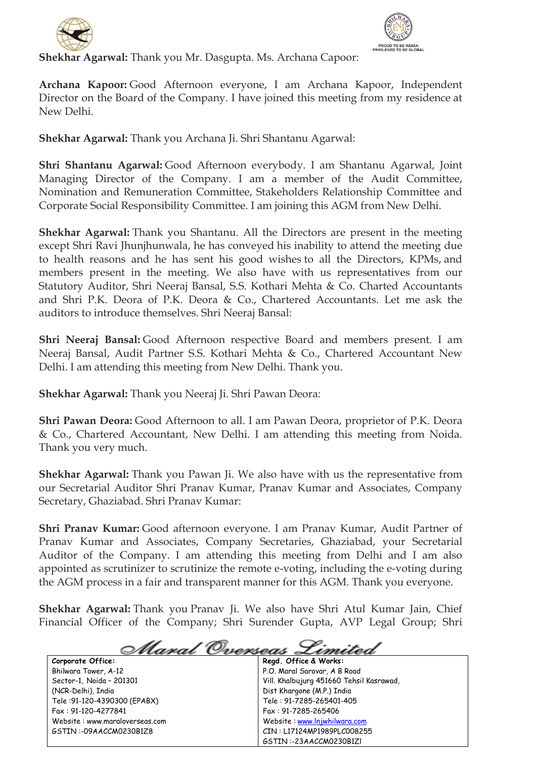**Shekhar Agarwal:** Thank you Mr. Dasgupta. Ms. Archana Capoor:

**Archana Kapoor:** Good Afternoon everyone, I am Archana Kapoor, Independent Director on the Board of the Company. I have joined this meeting from my residence at New Delhi.

**Shekhar Agarwal:** Thank you Archana Ji. Shri Shantanu Agarwal:

**Shri Shantanu Agarwal:** Good Afternoon everybody. I am Shantanu Agarwal, Joint Managing Director of the Company. I am a member of the Audit Committee, Nomination and Remuneration Committee, Stakeholders Relationship Committee and Corporate Social Responsibility Committee. I am joining this AGM from New Delhi.

**Shekhar Agarwal:** Thank you Shantanu. All the Directors are present in the meeting except Shri Ravi Jhunjhunwala, he has conveyed his inability to attend the meeting due to health reasons and he has sent his good wishes to all the Directors, KPMs, and members present in the meeting. We also have with us representatives from our Statutory Auditor, Shri Neeraj Bansal, S.S. Kothari Mehta & Co. Charted Accountants and Shri P.K. Deora of P.K. Deora & Co., Chartered Accountants. Let me ask the auditors to introduce themselves. Shri Neeraj Bansal:

**Shri Neeraj Bansal:** Good Afternoon respective Board and members present. I am Neeraj Bansal, Audit Partner S.S. Kothari Mehta & Co., Chartered Accountant New Delhi. I am attending this meeting from New Delhi. Thank you.

**Shekhar Agarwal:** Thank you Neeraj Ji. Shri Pawan Deora:

**Shri Pawan Deora:** Good Afternoon to all. I am Pawan Deora, proprietor of P.K. Deora & Co., Chartered Accountant, New Delhi. I am attending this meeting from Noida. Thank you very much.

**Shekhar Agarwal:** Thank you Pawan Ji. We also have with us the representative from our Secretarial Auditor Shri Pranav Kumar, Pranav Kumar and Associates, Company Secretary, Ghaziabad. Shri Pranav Kumar:

**Shri Pranav Kumar:** Good afternoon everyone. I am Pranav Kumar, Audit Partner of Pranav Kumar and Associates, Company Secretaries, Ghaziabad, your Secretarial Auditor of the Company. I am attending this meeting from Delhi and I am also appointed as scrutinizer to scrutinize the remote e-voting, including the e-voting during the AGM process in a fair and transparent manner for this AGM. Thank you everyone.

**Shekhar Agarwal:** Thank you Pranav Ji. We also have Shri Atul Kumar Jain, Chief Financial Officer of the Company; Shri Surender Gupta, AVP Legal Group; Shri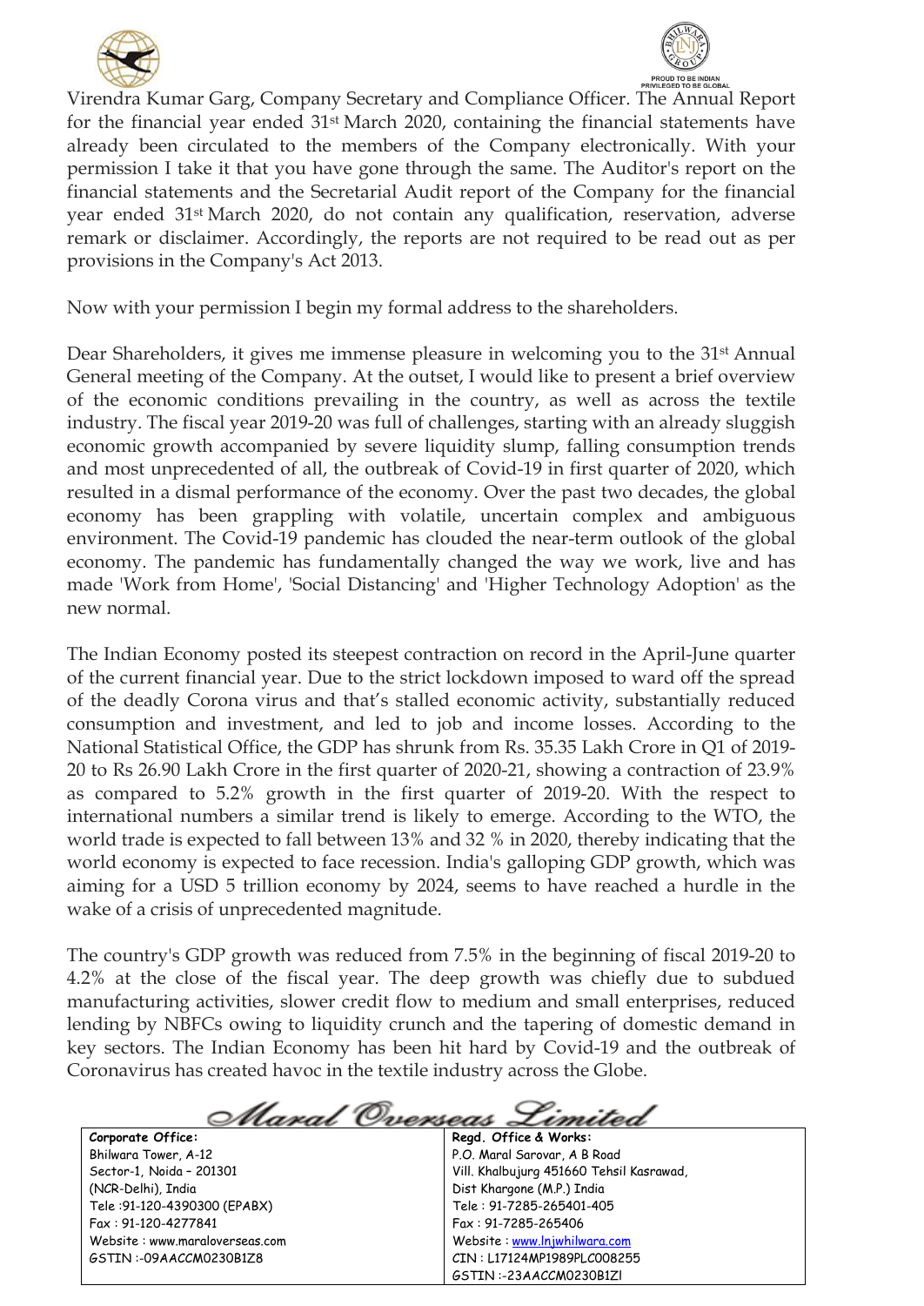Virendra Kumar Garg, Company Secretary and Compliance Officer. The Annual Report for the financial year ended 31st March 2020, containing the financial statements have already been circulated to the members of the Company electronically. With your permission I take it that you have gone through the same. The Auditor's report on the financial statements and the Secretarial Audit report of the Company for the financial year ended 31st March 2020, do not contain any qualification, reservation, adverse remark or disclaimer. Accordingly, the reports are not required to be read out as per provisions in the Company's Act 2013.

Now with your permission I begin my formal address to the shareholders.

Dear Shareholders, it gives me immense pleasure in welcoming you to the 31st Annual General meeting of the Company. At the outset, I would like to present a brief overview of the economic conditions prevailing in the country, as well as across the textile industry. The fiscal year 2019-20 was full of challenges, starting with an already sluggish economic growth accompanied by severe liquidity slump, falling consumption trends and most unprecedented of all, the outbreak of Covid-19 in first quarter of 2020, which resulted in a dismal performance of the economy. Over the past two decades, the global economy has been grappling with volatile, uncertain complex and ambiguous environment. The Covid-19 pandemic has clouded the near-term outlook of the global economy. The pandemic has fundamentally changed the way we work, live and has made 'Work from Home', 'Social Distancing' and 'Higher Technology Adoption' as the new normal.

The Indian Economy posted its steepest contraction on record in the April-June quarter of the current financial year. Due to the strict lockdown imposed to ward off the spread of the deadly Corona virus and that's stalled economic activity, substantially reduced consumption and investment, and led to job and income losses. According to the National Statistical Office, the GDP has shrunk from Rs. 35.35 Lakh Crore in Q1 of 2019-20 to Rs 26.90 Lakh Crore in the first quarter of 2020-21, showing a contraction of 23.9% as compared to 5.2% growth in the first quarter of 2019-20. With the respect to international numbers a similar trend is likely to emerge. According to the WTO, the world trade is expected to fall between 13% and 32 % in 2020, thereby indicating that the world economy is expected to face recession. India's galloping GDP growth, which was aiming for a USD 5 trillion economy by 2024, seems to have reached a hurdle in the wake of a crisis of unprecedented magnitude.

The country's GDP growth was reduced from 7.5% in the beginning of fiscal 2019-20 to 4.2% at the close of the fiscal year. The deep growth was chiefly due to subdued manufacturing activities, slower credit flow to medium and small enterprises, reduced lending by NBFCs owing to liquidity crunch and the tapering of domestic demand in key sectors. The Indian Economy has been hit hard by Covid-19 and the outbreak of Coronavirus has created havoc in the textile industry across the Globe.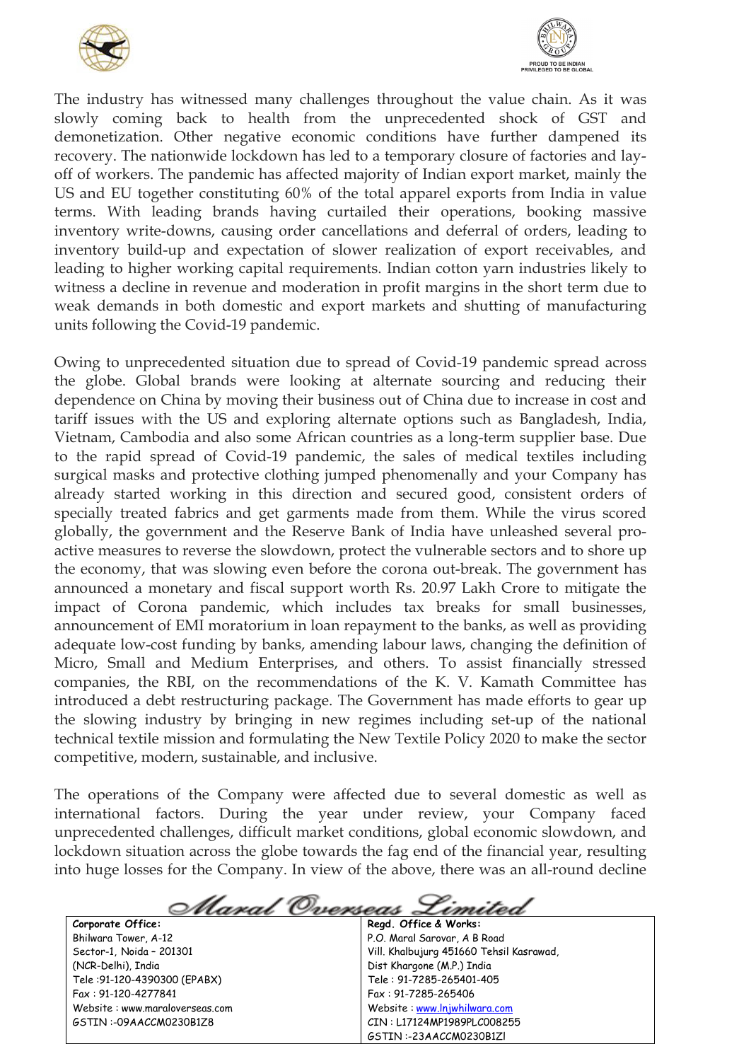The industry has witnessed many challenges throughout the value chain. As it was slowly coming back to health from the unprecedented shock of GST and demonetization. Other negative economic conditions have further dampened its recovery. The nationwide lockdown has led to a temporary closure of factories and lay-off of workers. The pandemic has affected majority of Indian export market, mainly the US and EU together constituting 60% of the total apparel exports from India in value terms. With leading brands having curtailed their operations, booking massive inventory write-downs, causing order cancellations and deferral of orders, leading to inventory build-up and expectation of slower realization of export receivables, and leading to higher working capital requirements. Indian cotton yarn industries likely to witness a decline in revenue and moderation in profit margins in the short term due to weak demands in both domestic and export markets and shutting of manufacturing units following the Covid-19 pandemic.

Owing to unprecedented situation due to spread of Covid-19 pandemic spread across the globe. Global brands were looking at alternate sourcing and reducing their dependence on China by moving their business out of China due to increase in cost and tariff issues with the US and exploring alternate options such as Bangladesh, India, Vietnam, Cambodia and also some African countries as a long-term supplier base. Due to the rapid spread of Covid-19 pandemic, the sales of medical textiles including surgical masks and protective clothing jumped phenomenally and your Company has already started working in this direction and secured good, consistent orders of specially treated fabrics and get garments made from them. While the virus scored globally, the government and the Reserve Bank of India have unleashed several pro-active measures to reverse the slowdown, protect the vulnerable sectors and to shore up the economy, that was slowing even before the corona out-break. The government has announced a monetary and fiscal support worth Rs. 20.97 Lakh Crore to mitigate the impact of Corona pandemic, which includes tax breaks for small businesses, announcement of EMI moratorium in loan repayment to the banks, as well as providing adequate low-cost funding by banks, amending labour laws, changing the definition of Micro, Small and Medium Enterprises, and others. To assist financially stressed companies, the RBI, on the recommendations of the K. V. Kamath Committee has introduced a debt restructuring package. The Government has made efforts to gear up the slowing industry by bringing in new regimes including set-up of the national technical textile mission and formulating the New Textile Policy 2020 to make the sector competitive, modern, sustainable, and inclusive.

The operations of the Company were affected due to several domestic as well as international factors. During the year under review, your Company faced unprecedented challenges, difficult market conditions, global economic slowdown, and lockdown situation across the globe towards the fag end of the financial year, resulting into huge losses for the Company. In view of the above, there was an all-round decline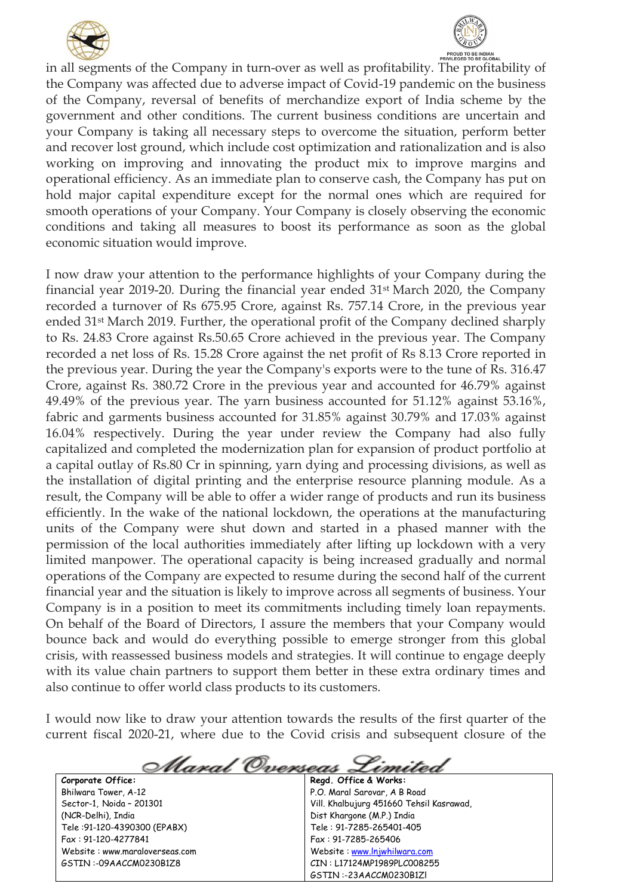in all segments of the Company in turn-over as well as profitability. The profitability of the Company was affected due to adverse impact of Covid-19 pandemic on the business of the Company, reversal of benefits of merchandize export of India scheme by the government and other conditions. The current business conditions are uncertain and your Company is taking all necessary steps to overcome the situation, perform better and recover lost ground, which include cost optimization and rationalization and is also working on improving and innovating the product mix to improve margins and operational efficiency. As an immediate plan to conserve cash, the Company has put on hold major capital expenditure except for the normal ones which are required for smooth operations of your Company. Your Company is closely observing the economic conditions and taking all measures to boost its performance as soon as the global economic situation would improve.

I now draw your attention to the performance highlights of your Company during the financial year 2019-20. During the financial year ended 31st March 2020, the Company recorded a turnover of Rs 675.95 Crore, against Rs. 757.14 Crore, in the previous year ended 31st March 2019. Further, the operational profit of the Company declined sharply to Rs. 24.83 Crore against Rs.50.65 Crore achieved in the previous year. The Company recorded a net loss of Rs. 15.28 Crore against the net profit of Rs 8.13 Crore reported in the previous year. During the year the Company's exports were to the tune of Rs. 316.47 Crore, against Rs. 380.72 Crore in the previous year and accounted for 46.79% against 49.49% of the previous year. The yarn business accounted for 51.12% against 53.16%, fabric and garments business accounted for 31.85% against 30.79% and 17.03% against 16.04% respectively. During the year under review the Company had also fully capitalized and completed the modernization plan for expansion of product portfolio at a capital outlay of Rs.80 Cr in spinning, yarn dying and processing divisions, as well as the installation of digital printing and the enterprise resource planning module. As a result, the Company will be able to offer a wider range of products and run its business efficiently. In the wake of the national lockdown, the operations at the manufacturing units of the Company were shut down and started in a phased manner with the permission of the local authorities immediately after lifting up lockdown with a very limited manpower. The operational capacity is being increased gradually and normal operations of the Company are expected to resume during the second half of the current financial year and the situation is likely to improve across all segments of business. Your Company is in a position to meet its commitments including timely loan repayments. On behalf of the Board of Directors, I assure the members that your Company would bounce back and would do everything possible to emerge stronger from this global crisis, with reassessed business models and strategies. It will continue to engage deeply with its value chain partners to support them better in these extra ordinary times and also continue to offer world class products to its customers.

I would now like to draw your attention towards the results of the first quarter of the current fiscal 2020-21, where due to the Covid crisis and subsequent closure of the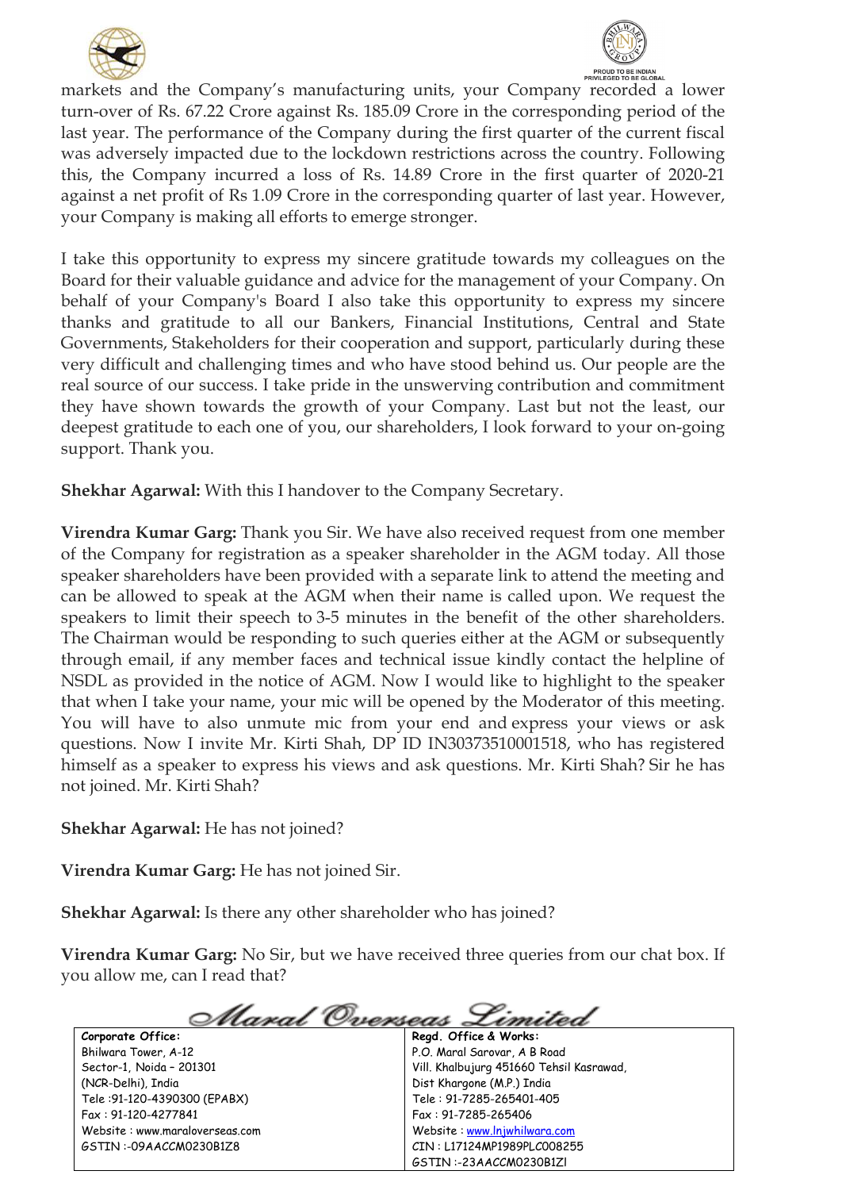markets and the Company's manufacturing units, your Company recorded a lower turn-over of Rs. 67.22 Crore against Rs. 185.09 Crore in the corresponding period of the last year. The performance of the Company during the first quarter of the current fiscal was adversely impacted due to the lockdown restrictions across the country. Following this, the Company incurred a loss of Rs. 14.89 Crore in the first quarter of 2020-21 against a net profit of Rs 1.09 Crore in the corresponding quarter of last year. However, your Company is making all efforts to emerge stronger.

I take this opportunity to express my sincere gratitude towards my colleagues on the Board for their valuable guidance and advice for the management of your Company. On behalf of your Company's Board I also take this opportunity to express my sincere thanks and gratitude to all our Bankers, Financial Institutions, Central and State Governments, Stakeholders for their cooperation and support, particularly during these very difficult and challenging times and who have stood behind us. Our people are the real source of our success. I take pride in the unswerving contribution and commitment they have shown towards the growth of your Company. Last but not the least, our deepest gratitude to each one of you, our shareholders, I look forward to your on-going support. Thank you.

**Shekhar Agarwal:** With this I handover to the Company Secretary.

**Virendra Kumar Garg:** Thank you Sir. We have also received request from one member of the Company for registration as a speaker shareholder in the AGM today. All those speaker shareholders have been provided with a separate link to attend the meeting and can be allowed to speak at the AGM when their name is called upon. We request the speakers to limit their speech to 3-5 minutes in the benefit of the other shareholders. The Chairman would be responding to such queries either at the AGM or subsequently through email, if any member faces and technical issue kindly contact the helpline of NSDL as provided in the notice of AGM. Now I would like to highlight to the speaker that when I take your name, your mic will be opened by the Moderator of this meeting. You will have to also unmute mic from your end and express your views or ask questions. Now I invite Mr. Kirti Shah, DP ID IN30373510001518, who has registered himself as a speaker to express his views and ask questions. Mr. Kirti Shah? Sir he has not joined. Mr. Kirti Shah?

**Shekhar Agarwal:** He has not joined?

**Virendra Kumar Garg:** He has not joined Sir.

**Shekhar Agarwal:** Is there any other shareholder who has joined?

**Virendra Kumar Garg:** No Sir, but we have received three queries from our chat box. If you allow me, can I read that?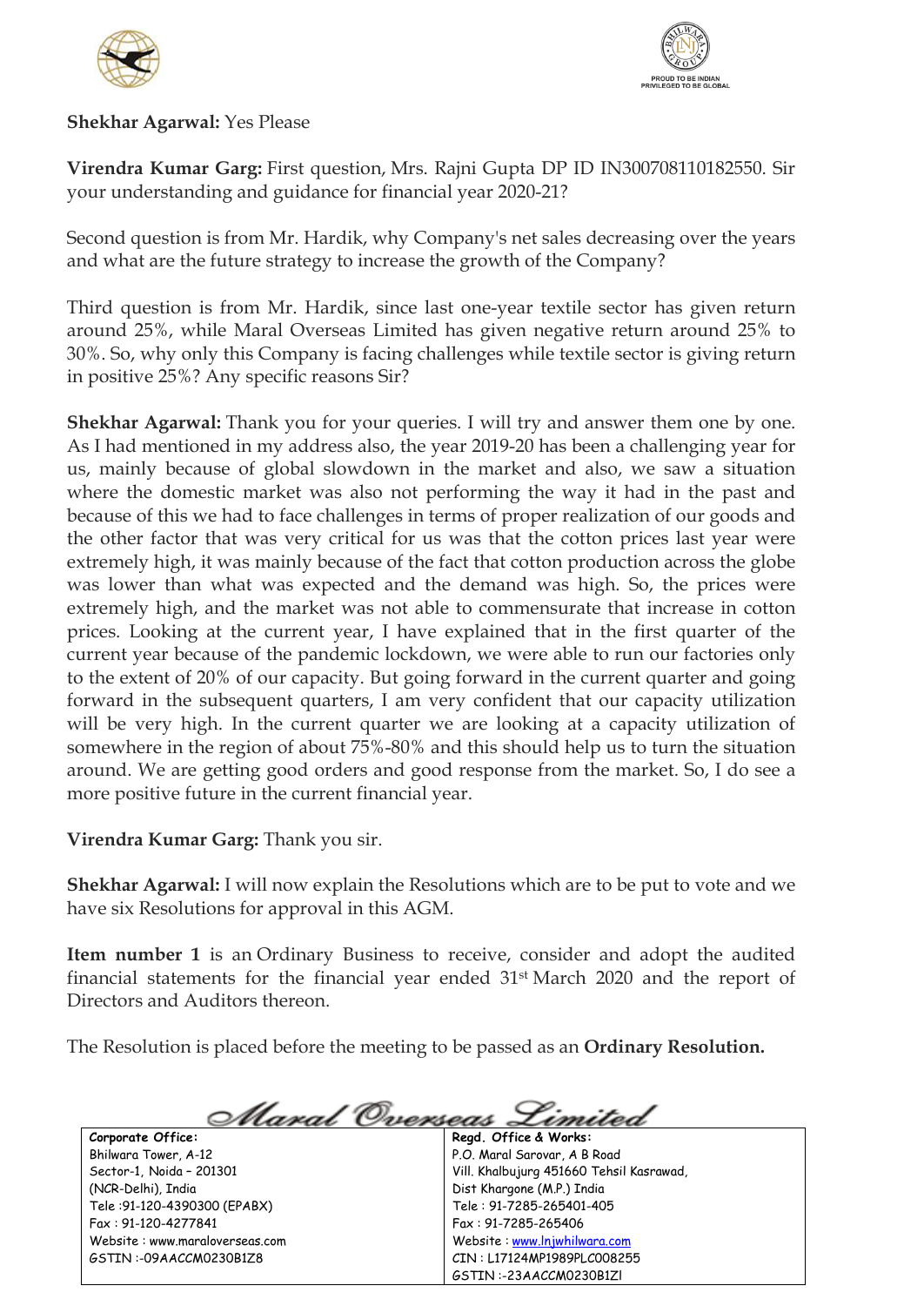**Shekhar Agarwal:** Yes Please

**Virendra Kumar Garg:** First question, Mrs. Rajni Gupta DP ID IN300708110182550. Sir your understanding and guidance for financial year 2020-21?

Second question is from Mr. Hardik, why Company's net sales decreasing over the years and what are the future strategy to increase the growth of the Company?

Third question is from Mr. Hardik, since last one-year textile sector has given return around 25%, while Maral Overseas Limited has given negative return around 25% to 30%. So, why only this Company is facing challenges while textile sector is giving return in positive 25%? Any specific reasons Sir?

**Shekhar Agarwal:** Thank you for your queries. I will try and answer them one by one. As I had mentioned in my address also, the year 2019-20 has been a challenging year for us, mainly because of global slowdown in the market and also, we saw a situation where the domestic market was also not performing the way it had in the past and because of this we had to face challenges in terms of proper realization of our goods and the other factor that was very critical for us was that the cotton prices last year were extremely high, it was mainly because of the fact that cotton production across the globe was lower than what was expected and the demand was high. So, the prices were extremely high, and the market was not able to commensurate that increase in cotton prices. Looking at the current year, I have explained that in the first quarter of the current year because of the pandemic lockdown, we were able to run our factories only to the extent of 20% of our capacity. But going forward in the current quarter and going forward in the subsequent quarters, I am very confident that our capacity utilization will be very high. In the current quarter we are looking at a capacity utilization of somewhere in the region of about 75%-80% and this should help us to turn the situation around. We are getting good orders and good response from the market. So, I do see a more positive future in the current financial year.

**Virendra Kumar Garg:** Thank you sir.

**Shekhar Agarwal:** I will now explain the Resolutions which are to be put to vote and we have six Resolutions for approval in this AGM.

**Item number 1** is an Ordinary Business to receive, consider and adopt the audited financial statements for the financial year ended 31st March 2020 and the report of Directors and Auditors thereon.

The Resolution is placed before the meeting to be passed as an **Ordinary Resolution.**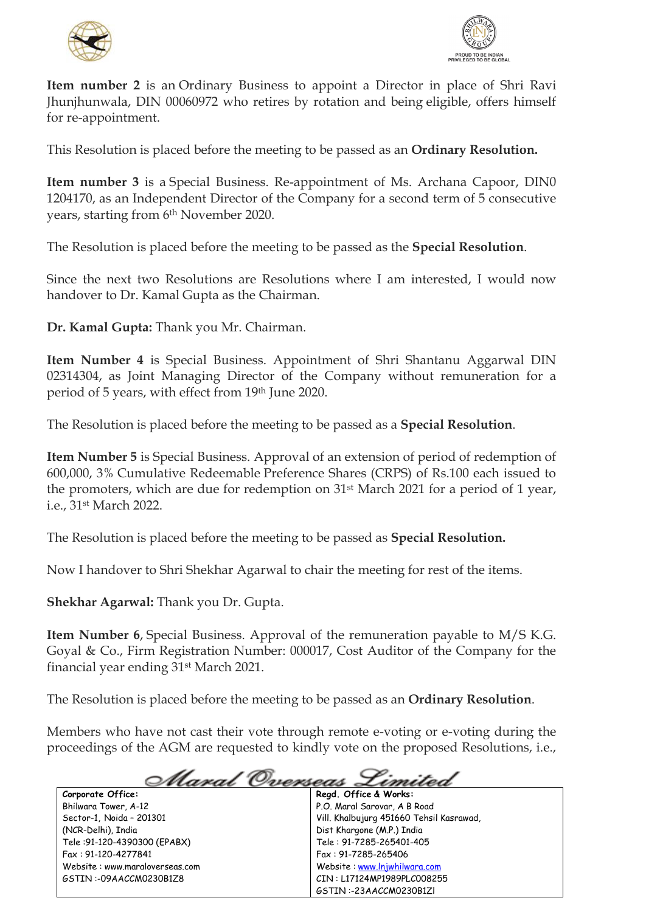**Item number 2** is an Ordinary Business to appoint a Director in place of Shri Ravi Jhunjhunwala, DIN 00060972 who retires by rotation and being eligible, offers himself for re-appointment.

This Resolution is placed before the meeting to be passed as an **Ordinary Resolution.**

**Item number 3** is a Special Business. Re-appointment of Ms. Archana Capoor, DIN0 1204170, as an Independent Director of the Company for a second term of 5 consecutive years, starting from 6th November 2020.

The Resolution is placed before the meeting to be passed as the **Special Resolution**.

Since the next two Resolutions are Resolutions where I am interested, I would now handover to Dr. Kamal Gupta as the Chairman.

**Dr. Kamal Gupta:** Thank you Mr. Chairman.

**Item Number 4** is Special Business. Appointment of Shri Shantanu Aggarwal DIN 02314304, as Joint Managing Director of the Company without remuneration for a period of 5 years, with effect from 19th June 2020.

The Resolution is placed before the meeting to be passed as a **Special Resolution**.

**Item Number 5** is Special Business. Approval of an extension of period of redemption of 600,000, 3% Cumulative Redeemable Preference Shares (CRPS) of Rs.100 each issued to the promoters, which are due for redemption on 31st March 2021 for a period of 1 year, i.e., 31st March 2022.

The Resolution is placed before the meeting to be passed as **Special Resolution.**

Now I handover to Shri Shekhar Agarwal to chair the meeting for rest of the items.

**Shekhar Agarwal:** Thank you Dr. Gupta.

**Item Number 6**, Special Business. Approval of the remuneration payable to M/S K.G. Goyal & Co., Firm Registration Number: 000017, Cost Auditor of the Company for the financial year ending 31st March 2021.

The Resolution is placed before the meeting to be passed as an **Ordinary Resolution**.

Members who have not cast their vote through remote e-voting or e-voting during the proceedings of the AGM are requested to kindly vote on the proposed Resolutions, i.e.,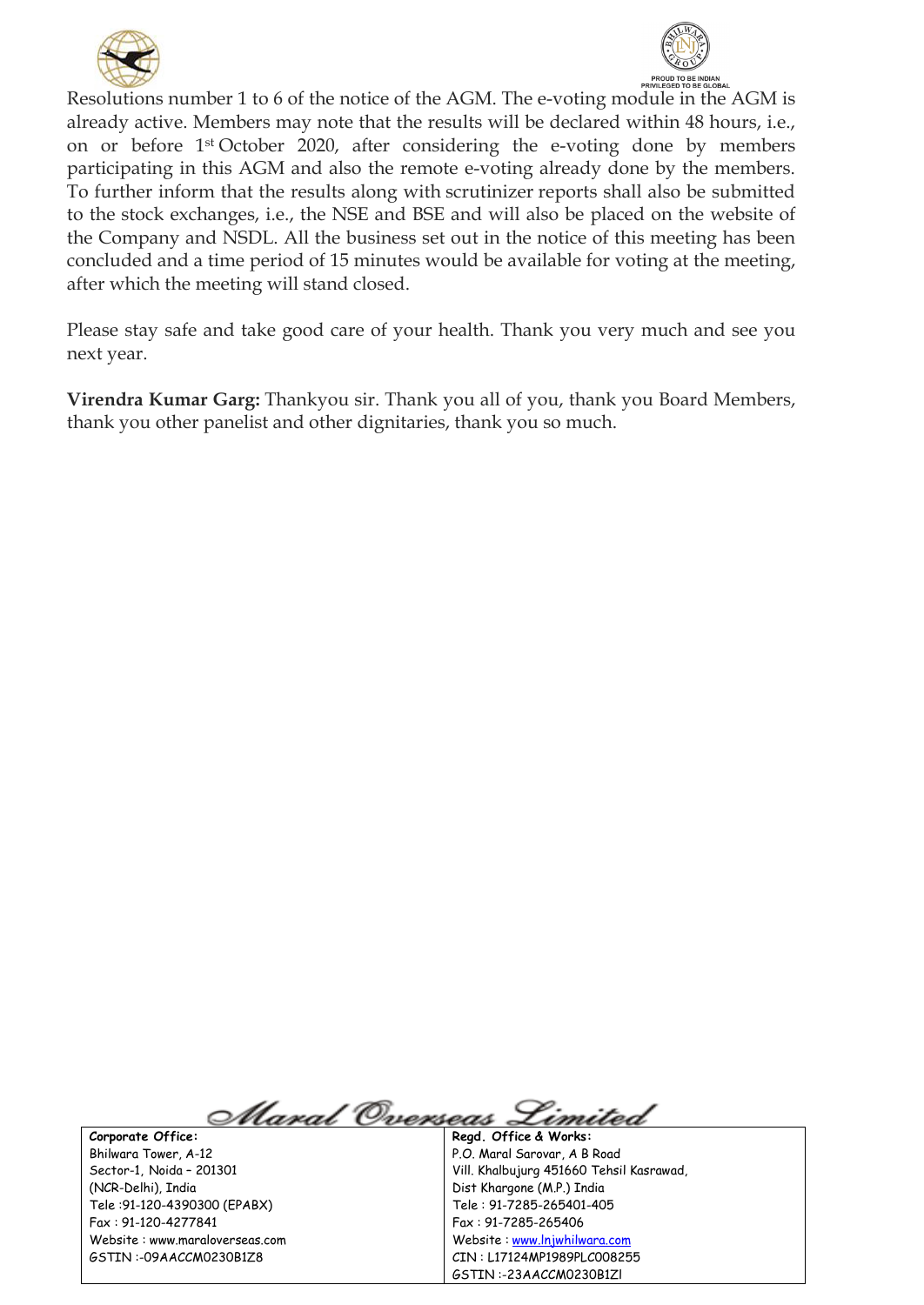Resolutions number 1 to 6 of the notice of the AGM. The e-voting module in the AGM is already active. Members may note that the results will be declared within 48 hours, i.e., on or before 1st October 2020, after considering the e-voting done by members participating in this AGM and also the remote e-voting already done by the members. To further inform that the results along with scrutinizer reports shall also be submitted to the stock exchanges, i.e., the NSE and BSE and will also be placed on the website of the Company and NSDL. All the business set out in the notice of this meeting has been concluded and a time period of 15 minutes would be available for voting at the meeting, after which the meeting will stand closed.

Please stay safe and take good care of your health. Thank you very much and see you next year.

**Virendra Kumar Garg:** Thankyou sir. Thank you all of you, thank you Board Members, thank you other panelist and other dignitaries, thank you so much.